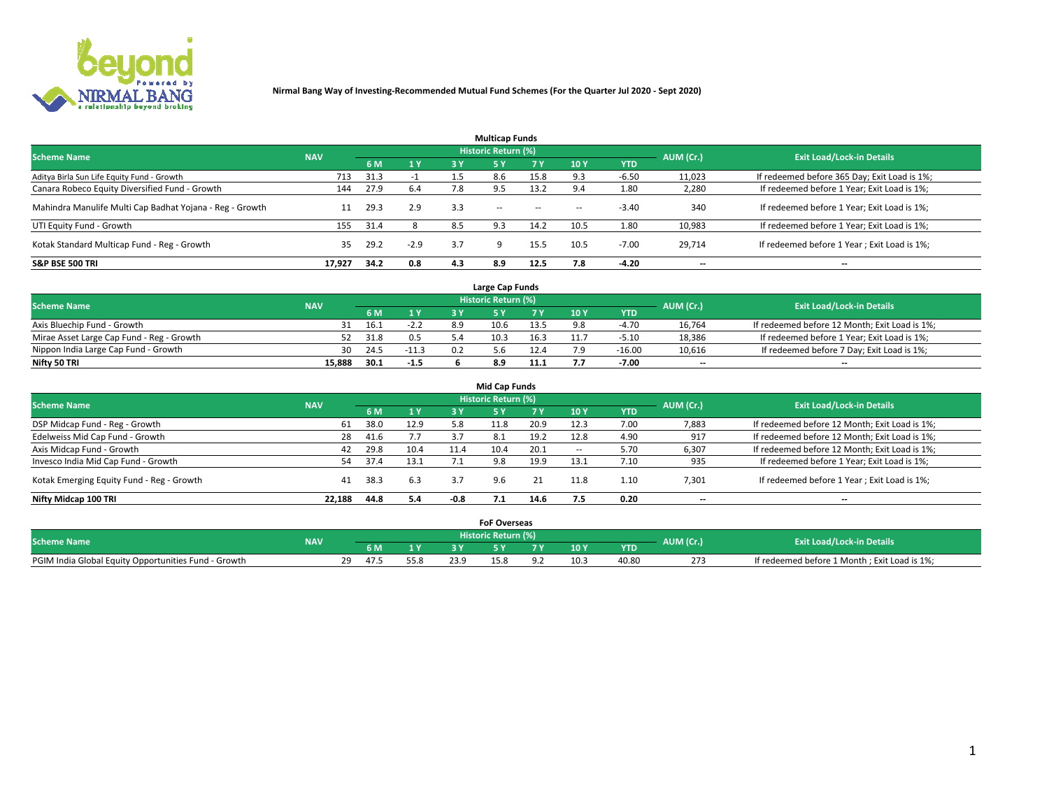**Nirmal Bang Way of Investing-Recommended Mutual Fund Schemes (For the Quarter Jul 2020 - Sept 2020)**

## Multicap Funds

| Scheme Name | NAV | Historic Return (%) | | | | | | | AUM (Cr.) | Exit Load/Lock-in Details |
|---|---|---|---|---|---|---|---|---|---|---|
| | | 6 M | 1 Y | 3 Y | 5 Y | 7 Y | 10 Y | YTD | | |
| Aditya Birla Sun Life Equity Fund - Growth | 713 | 31.3 | -1 | 1.5 | 8.6 | 15.8 | 9.3 | -6.50 | 11,023 | If redeemed before 365 Day; Exit Load is 1%; |
| Canara Robeco Equity Diversified Fund - Growth | 144 | 27.9 | 6.4 | 7.8 | 9.5 | 13.2 | 9.4 | 1.80 | 2,280 | If redeemed before 1 Year; Exit Load is 1%; |
| Mahindra Manulife Multi Cap Badhat Yojana - Reg - Growth | 11 | 29.3 | 2.9 | 3.3 | -- | -- | -- | -3.40 | 340 | If redeemed before 1 Year; Exit Load is 1%; |
| UTI Equity Fund - Growth | 155 | 31.4 | 8 | 8.5 | 9.3 | 14.2 | 10.5 | 1.80 | 10,983 | If redeemed before 1 Year; Exit Load is 1%; |
| Kotak Standard Multicap Fund - Reg - Growth | 35 | 29.2 | -2.9 | 3.7 | 9 | 15.5 | 10.5 | -7.00 | 29,714 | If redeemed before 1 Year ; Exit Load is 1%; |
| **S&P BSE 500 TRI** | **17,927** | **34.2** | **0.8** | **4.3** | **8.9** | **12.5** | **7.8** | **-4.20** | **--** | **--** |

## Large Cap Funds

| Scheme Name | NAV | Historic Return (%) | | | | | | | AUM (Cr.) | Exit Load/Lock-in Details |
|---|---|---|---|---|---|---|---|---|---|---|
| | | 6 M | 1 Y | 3 Y | 5 Y | 7 Y | 10 Y | YTD | | |
| Axis Bluechip Fund - Growth | 31 | 16.1 | -2.2 | 8.9 | 10.6 | 13.5 | 9.8 | -4.70 | 16,764 | If redeemed before 12 Month; Exit Load is 1%; |
| Mirae Asset Large Cap Fund - Reg - Growth | 52 | 31.8 | 0.5 | 5.4 | 10.3 | 16.3 | 11.7 | -5.10 | 18,386 | If redeemed before 1 Year; Exit Load is 1%; |
| Nippon India Large Cap Fund - Growth | 30 | 24.5 | -11.3 | 0.2 | 5.6 | 12.4 | 7.9 | -16.00 | 10,616 | If redeemed before 7 Day; Exit Load is 1%; |
| **Nifty 50 TRI** | **15,888** | **30.1** | **-1.5** | **6** | **8.9** | **11.1** | **7.7** | **-7.00** | **--** | **--** |

## Mid Cap Funds

| Scheme Name | NAV | Historic Return (%) | | | | | | | AUM (Cr.) | Exit Load/Lock-in Details |
|---|---|---|---|---|---|---|---|---|---|---|
| | | 6 M | 1 Y | 3 Y | 5 Y | 7 Y | 10 Y | YTD | | |
| DSP Midcap Fund - Reg - Growth | 61 | 38.0 | 12.9 | 5.8 | 11.8 | 20.9 | 12.3 | 7.00 | 7,883 | If redeemed before 12 Month; Exit Load is 1%; |
| Edelweiss Mid Cap Fund - Growth | 28 | 41.6 | 7.7 | 3.7 | 8.1 | 19.2 | 12.8 | 4.90 | 917 | If redeemed before 12 Month; Exit Load is 1%; |
| Axis Midcap Fund - Growth | 42 | 29.8 | 10.4 | 11.4 | 10.4 | 20.1 | -- | 5.70 | 6,307 | If redeemed before 12 Month; Exit Load is 1%; |
| Invesco India Mid Cap Fund - Growth | 54 | 37.4 | 13.1 | 7.1 | 9.8 | 19.9 | 13.1 | 7.10 | 935 | If redeemed before 1 Year; Exit Load is 1%; |
| Kotak Emerging Equity Fund - Reg - Growth | 41 | 38.3 | 6.3 | 3.7 | 9.6 | 21 | 11.8 | 1.10 | 7,301 | If redeemed before 1 Year ; Exit Load is 1%; |
| **Nifty Midcap 100 TRI** | **22,188** | **44.8** | **5.4** | **-0.8** | **7.1** | **14.6** | **7.5** | **0.20** | **--** | **--** |

## FoF Overseas

| Scheme Name | NAV | Historic Return (%) | | | | | | | AUM (Cr.) | Exit Load/Lock-in Details |
|---|---|---|---|---|---|---|---|---|---|---|
| | | 6 M | 1 Y | 3 Y | 5 Y | 7 Y | 10 Y | YTD | | |
| PGIM India Global Equity Opportunities Fund - Growth | 29 | 47.5 | 55.8 | 23.9 | 15.8 | 9.2 | 10.3 | 40.80 | 273 | If redeemed before 1 Month ; Exit Load is 1%; |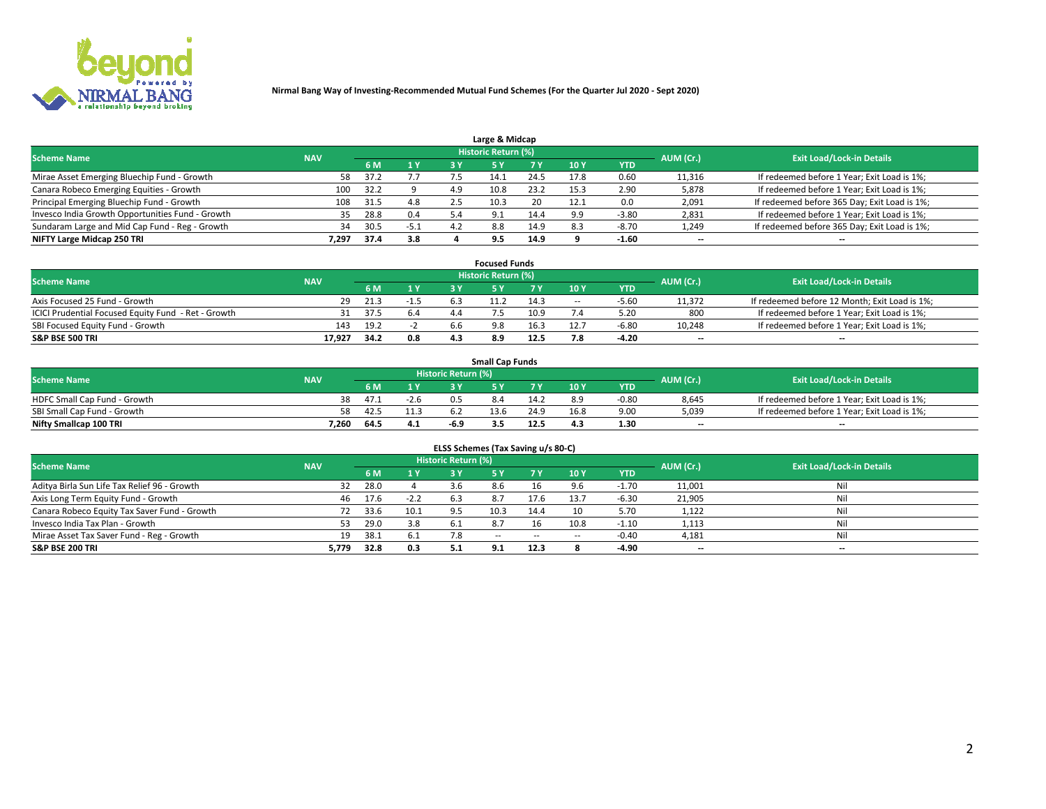# Nirmal Bang Way of Investing-Recommended Mutual Fund Schemes (For the Quarter Jul 2020 - Sept 2020)

## Large & Midcap

| Scheme Name | NAV | Historic Return (%) | | | | | | | AUM (Cr.) | Exit Load/Lock-in Details |
|---|---|---|---|---|---|---|---|---|---|---|
| | | 6 M | 1 Y | 3 Y | 5 Y | 7 Y | 10 Y | YTD | | |
| Mirae Asset Emerging Bluechip Fund - Growth | 58 | 37.2 | 7.7 | 7.5 | 14.1 | 24.5 | 17.8 | 0.60 | 11,316 | If redeemed before 1 Year; Exit Load is 1%; |
| Canara Robeco Emerging Equities - Growth | 100 | 32.2 | 9 | 4.9 | 10.8 | 23.2 | 15.3 | 2.90 | 5,878 | If redeemed before 1 Year; Exit Load is 1%; |
| Principal Emerging Bluechip Fund - Growth | 108 | 31.5 | 4.8 | 2.5 | 10.3 | 20 | 12.1 | 0.0 | 2,091 | If redeemed before 365 Day; Exit Load is 1%; |
| Invesco India Growth Opportunities Fund - Growth | 35 | 28.8 | 0.4 | 5.4 | 9.1 | 14.4 | 9.9 | -3.80 | 2,831 | If redeemed before 1 Year; Exit Load is 1%; |
| Sundaram Large and Mid Cap Fund - Reg - Growth | 34 | 30.5 | -5.1 | 4.2 | 8.8 | 14.9 | 8.3 | -8.70 | 1,249 | If redeemed before 365 Day; Exit Load is 1%; |
| **NIFTY Large Midcap 250 TRI** | **7,297** | **37.4** | **3.8** | **4** | **9.5** | **14.9** | **9** | **-1.60** | -- | -- |

## Focused Funds

| Scheme Name | NAV | Historic Return (%) | | | | | | | AUM (Cr.) | Exit Load/Lock-in Details |
|---|---|---|---|---|---|---|---|---|---|---|
| | | 6 M | 1 Y | 3 Y | 5 Y | 7 Y | 10 Y | YTD | | |
| Axis Focused 25 Fund - Growth | 29 | 21.3 | -1.5 | 6.3 | 11.2 | 14.3 | -- | -5.60 | 11,372 | If redeemed before 12 Month; Exit Load is 1%; |
| ICICI Prudential Focused Equity Fund - Ret - Growth | 31 | 37.5 | 6.4 | 4.4 | 7.5 | 10.9 | 7.4 | 5.20 | 800 | If redeemed before 1 Year; Exit Load is 1%; |
| SBI Focused Equity Fund - Growth | 143 | 19.2 | -2 | 6.6 | 9.8 | 16.3 | 12.7 | -6.80 | 10,248 | If redeemed before 1 Year; Exit Load is 1%; |
| **S&P BSE 500 TRI** | **17,927** | **34.2** | **0.8** | **4.3** | **8.9** | **12.5** | **7.8** | **-4.20** | -- | -- |

## Small Cap Funds

| Scheme Name | NAV | Historic Return (%) | | | | | | | AUM (Cr.) | Exit Load/Lock-in Details |
|---|---|---|---|---|---|---|---|---|---|---|
| | | 6 M | 1 Y | 3 Y | 5 Y | 7 Y | 10 Y | YTD | | |
| HDFC Small Cap Fund - Growth | 38 | 47.1 | -2.6 | 0.5 | 8.4 | 14.2 | 8.9 | -0.80 | 8,645 | If redeemed before 1 Year; Exit Load is 1%; |
| SBI Small Cap Fund - Growth | 58 | 42.5 | 11.3 | 6.2 | 13.6 | 24.9 | 16.8 | 9.00 | 5,039 | If redeemed before 1 Year; Exit Load is 1%; |
| **Nifty Smallcap 100 TRI** | **7,260** | **64.5** | **4.1** | **-6.9** | **3.5** | **12.5** | **4.3** | **1.30** | -- | -- |

## ELSS Schemes (Tax Saving u/s 80-C)

| Scheme Name | NAV | Historic Return (%) | | | | | | | AUM (Cr.) | Exit Load/Lock-in Details |
|---|---|---|---|---|---|---|---|---|---|---|
| | | 6 M | 1 Y | 3 Y | 5 Y | 7 Y | 10 Y | YTD | | |
| Aditya Birla Sun Life Tax Relief 96 - Growth | 32 | 28.0 | 4 | 3.6 | 8.6 | 16 | 9.6 | -1.70 | 11,001 | Nil |
| Axis Long Term Equity Fund - Growth | 46 | 17.6 | -2.2 | 6.3 | 8.7 | 17.6 | 13.7 | -6.30 | 21,905 | Nil |
| Canara Robeco Equity Tax Saver Fund - Growth | 72 | 33.6 | 10.1 | 9.5 | 10.3 | 14.4 | 10 | 5.70 | 1,122 | Nil |
| Invesco India Tax Plan - Growth | 53 | 29.0 | 3.8 | 6.1 | 8.7 | 16 | 10.8 | -1.10 | 1,113 | Nil |
| Mirae Asset Tax Saver Fund - Reg - Growth | 19 | 38.1 | 6.1 | 7.8 | -- | -- | -- | -0.40 | 4,181 | Nil |
| **S&P BSE 200 TRI** | **5,779** | **32.8** | **0.3** | **5.1** | **9.1** | **12.3** | **8** | **-4.90** | -- | -- |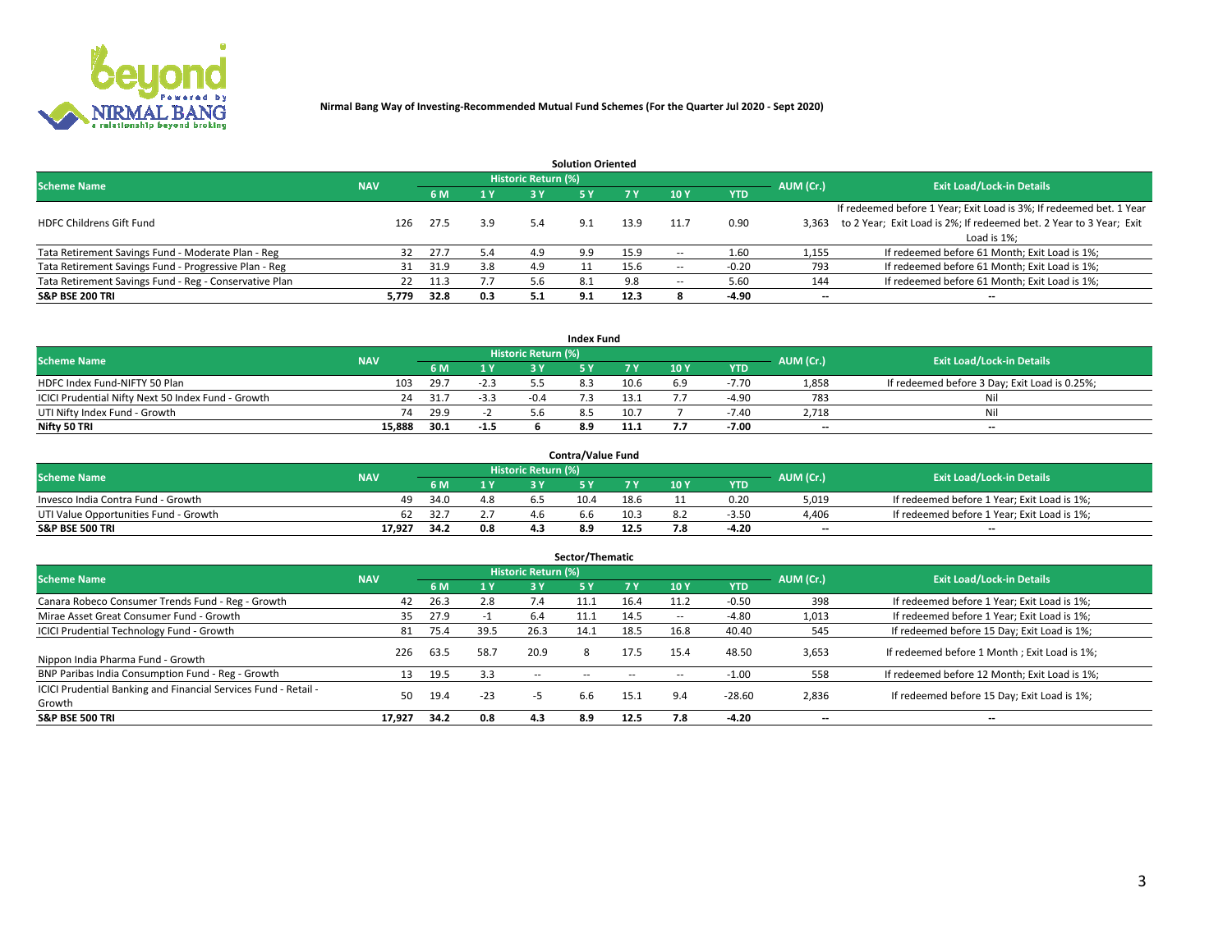**Nirmal Bang Way of Investing-Recommended Mutual Fund Schemes (For the Quarter Jul 2020 - Sept 2020)**

## Solution Oriented

| Scheme Name | NAV | Historic Return (%) | | | | | | | AUM (Cr.) | Exit Load/Lock-in Details |
|---|---|---|---|---|---|---|---|---|---|---|
| | | 6 M | 1 Y | 3 Y | 5 Y | 7 Y | 10 Y | YTD | | |
| HDFC Childrens Gift Fund | 126 | 27.5 | 3.9 | 5.4 | 9.1 | 13.9 | 11.7 | 0.90 | 3,363 | If redeemed before 1 Year; Exit Load is 3%; If redeemed bet. 1 Year to 2 Year; Exit Load is 2%; If redeemed bet. 2 Year to 3 Year; Exit Load is 1%; |
| Tata Retirement Savings Fund - Moderate Plan - Reg | 32 | 27.7 | 5.4 | 4.9 | 9.9 | 15.9 | -- | 1.60 | 1,155 | If redeemed before 61 Month; Exit Load is 1%; |
| Tata Retirement Savings Fund - Progressive Plan - Reg | 31 | 31.9 | 3.8 | 4.9 | 11 | 15.6 | -- | -0.20 | 793 | If redeemed before 61 Month; Exit Load is 1%; |
| Tata Retirement Savings Fund - Reg - Conservative Plan | 22 | 11.3 | 7.7 | 5.6 | 8.1 | 9.8 | -- | 5.60 | 144 | If redeemed before 61 Month; Exit Load is 1%; |
| **S&P BSE 200 TRI** | **5,779** | **32.8** | **0.3** | **5.1** | **9.1** | **12.3** | **8** | **-4.90** | -- | -- |

## Index Fund

| Scheme Name | NAV | Historic Return (%) | | | | | | | AUM (Cr.) | Exit Load/Lock-in Details |
|---|---|---|---|---|---|---|---|---|---|---|
| | | 6 M | 1 Y | 3 Y | 5 Y | 7 Y | 10 Y | YTD | | |
| HDFC Index Fund-NIFTY 50 Plan | 103 | 29.7 | -2.3 | 5.5 | 8.3 | 10.6 | 6.9 | -7.70 | 1,858 | If redeemed before 3 Day; Exit Load is 0.25%; |
| ICICI Prudential Nifty Next 50 Index Fund - Growth | 24 | 31.7 | -3.3 | -0.4 | 7.3 | 13.1 | 7.7 | -4.90 | 783 | Nil |
| UTI Nifty Index Fund - Growth | 74 | 29.9 | -2 | 5.6 | 8.5 | 10.7 | 7 | -7.40 | 2,718 | Nil |
| **Nifty 50 TRI** | **15,888** | **30.1** | **-1.5** | **6** | **8.9** | **11.1** | **7.7** | **-7.00** | -- | -- |

## Contra/Value Fund

| Scheme Name | NAV | Historic Return (%) | | | | | | | AUM (Cr.) | Exit Load/Lock-in Details |
|---|---|---|---|---|---|---|---|---|---|---|
| | | 6 M | 1 Y | 3 Y | 5 Y | 7 Y | 10 Y | YTD | | |
| Invesco India Contra Fund - Growth | 49 | 34.0 | 4.8 | 6.5 | 10.4 | 18.6 | 11 | 0.20 | 5,019 | If redeemed before 1 Year; Exit Load is 1%; |
| UTI Value Opportunities Fund - Growth | 62 | 32.7 | 2.7 | 4.6 | 6.6 | 10.3 | 8.2 | -3.50 | 4,406 | If redeemed before 1 Year; Exit Load is 1%; |
| **S&P BSE 500 TRI** | **17,927** | **34.2** | **0.8** | **4.3** | **8.9** | **12.5** | **7.8** | **-4.20** | -- | -- |

## Sector/Thematic

| Scheme Name | NAV | Historic Return (%) | | | | | | | AUM (Cr.) | Exit Load/Lock-in Details |
|---|---|---|---|---|---|---|---|---|---|---|
| | | 6 M | 1 Y | 3 Y | 5 Y | 7 Y | 10 Y | YTD | | |
| Canara Robeco Consumer Trends Fund - Reg - Growth | 42 | 26.3 | 2.8 | 7.4 | 11.1 | 16.4 | 11.2 | -0.50 | 398 | If redeemed before 1 Year; Exit Load is 1%; |
| Mirae Asset Great Consumer Fund - Growth | 35 | 27.9 | -1 | 6.4 | 11.1 | 14.5 | -- | -4.80 | 1,013 | If redeemed before 1 Year; Exit Load is 1%; |
| ICICI Prudential Technology Fund - Growth | 81 | 75.4 | 39.5 | 26.3 | 14.1 | 18.5 | 16.8 | 40.40 | 545 | If redeemed before 15 Day; Exit Load is 1%; |
| Nippon India Pharma Fund - Growth | 226 | 63.5 | 58.7 | 20.9 | 8 | 17.5 | 15.4 | 48.50 | 3,653 | If redeemed before 1 Month ; Exit Load is 1%; |
| BNP Paribas India Consumption Fund - Reg - Growth | 13 | 19.5 | 3.3 | -- | -- | -- | -- | -1.00 | 558 | If redeemed before 12 Month; Exit Load is 1%; |
| ICICI Prudential Banking and Financial Services Fund - Retail - Growth | 50 | 19.4 | -23 | -5 | 6.6 | 15.1 | 9.4 | -28.60 | 2,836 | If redeemed before 15 Day; Exit Load is 1%; |
| **S&P BSE 500 TRI** | **17,927** | **34.2** | **0.8** | **4.3** | **8.9** | **12.5** | **7.8** | **-4.20** | -- | -- |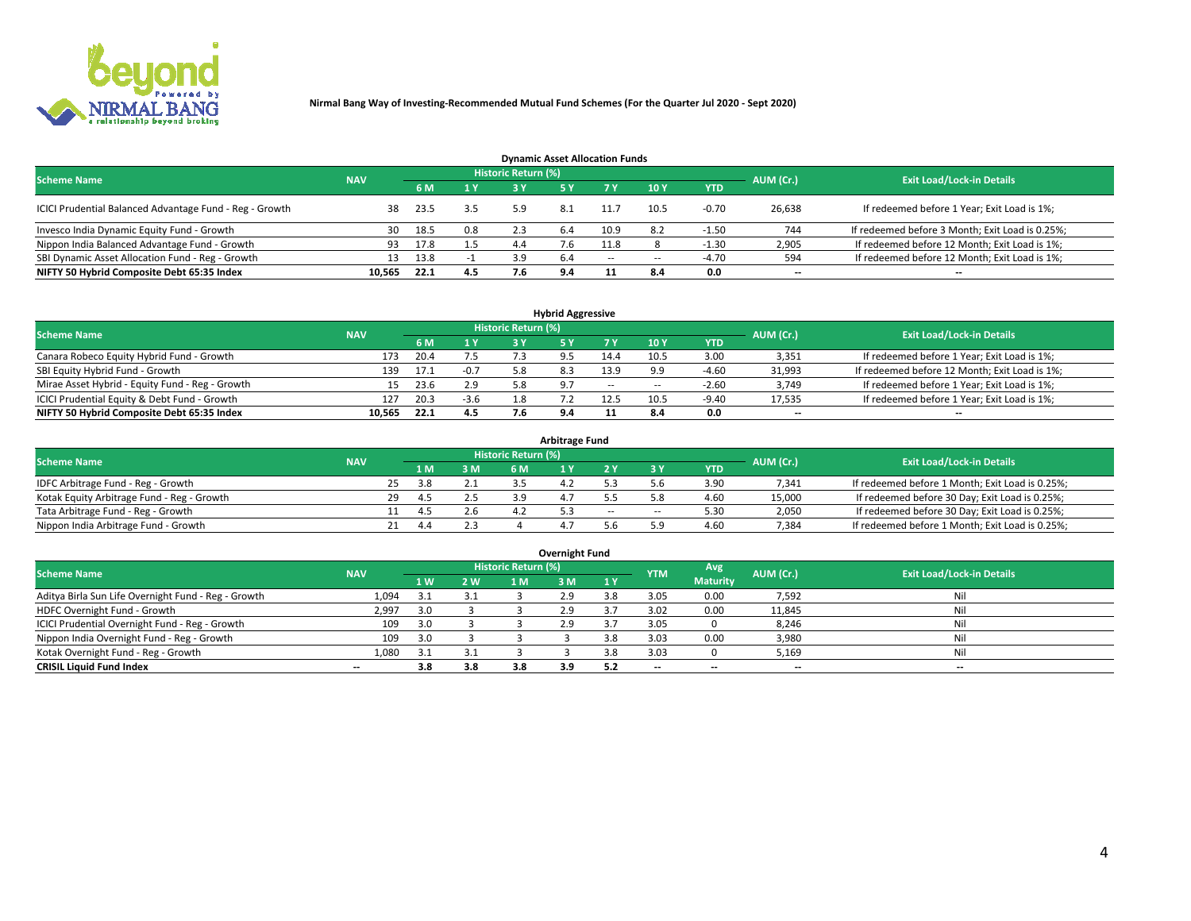**Nirmal Bang Way of Investing-Recommended Mutual Fund Schemes (For the Quarter Jul 2020 - Sept 2020)**

## Dynamic Asset Allocation Funds

| Scheme Name | NAV | Historic Return (%) | | | | | | | AUM (Cr.) | Exit Load/Lock-in Details |
|---|---|---|---|---|---|---|---|---|---|---|
| | | 6 M | 1 Y | 3 Y | 5 Y | 7 Y | 10 Y | YTD | | |
| ICICI Prudential Balanced Advantage Fund - Reg - Growth | 38 | 23.5 | 3.5 | 5.9 | 8.1 | 11.7 | 10.5 | -0.70 | 26,638 | If redeemed before 1 Year; Exit Load is 1%; |
| Invesco India Dynamic Equity Fund - Growth | 30 | 18.5 | 0.8 | 2.3 | 6.4 | 10.9 | 8.2 | -1.50 | 744 | If redeemed before 3 Month; Exit Load is 0.25%; |
| Nippon India Balanced Advantage Fund - Growth | 93 | 17.8 | 1.5 | 4.4 | 7.6 | 11.8 | 8 | -1.30 | 2,905 | If redeemed before 12 Month; Exit Load is 1%; |
| SBI Dynamic Asset Allocation Fund - Reg - Growth | 13 | 13.8 | -1 | 3.9 | 6.4 | -- | -- | -4.70 | 594 | If redeemed before 12 Month; Exit Load is 1%; |
| **NIFTY 50 Hybrid Composite Debt 65:35 Index** | **10,565** | **22.1** | **4.5** | **7.6** | **9.4** | **11** | **8.4** | **0.0** | **--** | **--** |

## Hybrid Aggressive

| Scheme Name | NAV | Historic Return (%) | | | | | | | AUM (Cr.) | Exit Load/Lock-in Details |
|---|---|---|---|---|---|---|---|---|---|---|
| | | 6 M | 1 Y | 3 Y | 5 Y | 7 Y | 10 Y | YTD | | |
| Canara Robeco Equity Hybrid Fund - Growth | 173 | 20.4 | 7.5 | 7.3 | 9.5 | 14.4 | 10.5 | 3.00 | 3,351 | If redeemed before 1 Year; Exit Load is 1%; |
| SBI Equity Hybrid Fund - Growth | 139 | 17.1 | -0.7 | 5.8 | 8.3 | 13.9 | 9.9 | -4.60 | 31,993 | If redeemed before 12 Month; Exit Load is 1%; |
| Mirae Asset Hybrid - Equity Fund - Reg - Growth | 15 | 23.6 | 2.9 | 5.8 | 9.7 | -- | -- | -2.60 | 3,749 | If redeemed before 1 Year; Exit Load is 1%; |
| ICICI Prudential Equity & Debt Fund - Growth | 127 | 20.3 | -3.6 | 1.8 | 7.2 | 12.5 | 10.5 | -9.40 | 17,535 | If redeemed before 1 Year; Exit Load is 1%; |
| **NIFTY 50 Hybrid Composite Debt 65:35 Index** | **10,565** | **22.1** | **4.5** | **7.6** | **9.4** | **11** | **8.4** | **0.0** | **--** | **--** |

## Arbitrage Fund

| Scheme Name | NAV | Historic Return (%) | | | | | | | AUM (Cr.) | Exit Load/Lock-in Details |
|---|---|---|---|---|---|---|---|---|---|---|
| | | 1 M | 3 M | 6 M | 1 Y | 2 Y | 3 Y | YTD | | |
| IDFC Arbitrage Fund - Reg - Growth | 25 | 3.8 | 2.1 | 3.5 | 4.2 | 5.3 | 5.6 | 3.90 | 7,341 | If redeemed before 1 Month; Exit Load is 0.25%; |
| Kotak Equity Arbitrage Fund - Reg - Growth | 29 | 4.5 | 2.5 | 3.9 | 4.7 | 5.5 | 5.8 | 4.60 | 15,000 | If redeemed before 30 Day; Exit Load is 0.25%; |
| Tata Arbitrage Fund - Reg - Growth | 11 | 4.5 | 2.6 | 4.2 | 5.3 | -- | -- | 5.30 | 2,050 | If redeemed before 30 Day; Exit Load is 0.25%; |
| Nippon India Arbitrage Fund - Growth | 21 | 4.4 | 2.3 | 4 | 4.7 | 5.6 | 5.9 | 4.60 | 7,384 | If redeemed before 1 Month; Exit Load is 0.25%; |

## Overnight Fund

| Scheme Name | NAV | Historic Return (%) | | | | | YTM | Avg Maturity | AUM (Cr.) | Exit Load/Lock-in Details |
|---|---|---|---|---|---|---|---|---|---|---|
| | | 1 W | 2 W | 1 M | 3 M | 1 Y | | | | |
| Aditya Birla Sun Life Overnight Fund - Reg - Growth | 1,094 | 3.1 | 3.1 | 3 | 2.9 | 3.8 | 3.05 | 0.00 | 7,592 | Nil |
| HDFC Overnight Fund - Growth | 2,997 | 3.0 | 3 | 3 | 2.9 | 3.7 | 3.02 | 0.00 | 11,845 | Nil |
| ICICI Prudential Overnight Fund - Reg - Growth | 109 | 3.0 | 3 | 3 | 2.9 | 3.7 | 3.05 | 0 | 8,246 | Nil |
| Nippon India Overnight Fund - Reg - Growth | 109 | 3.0 | 3 | 3 | 3 | 3.8 | 3.03 | 0.00 | 3,980 | Nil |
| Kotak Overnight Fund - Reg - Growth | 1,080 | 3.1 | 3.1 | 3 | 3 | 3.8 | 3.03 | 0 | 5,169 | Nil |
| **CRISIL Liquid Fund Index** | **--** | **3.8** | **3.8** | **3.8** | **3.9** | **5.2** | **--** | **--** | **--** | **--** |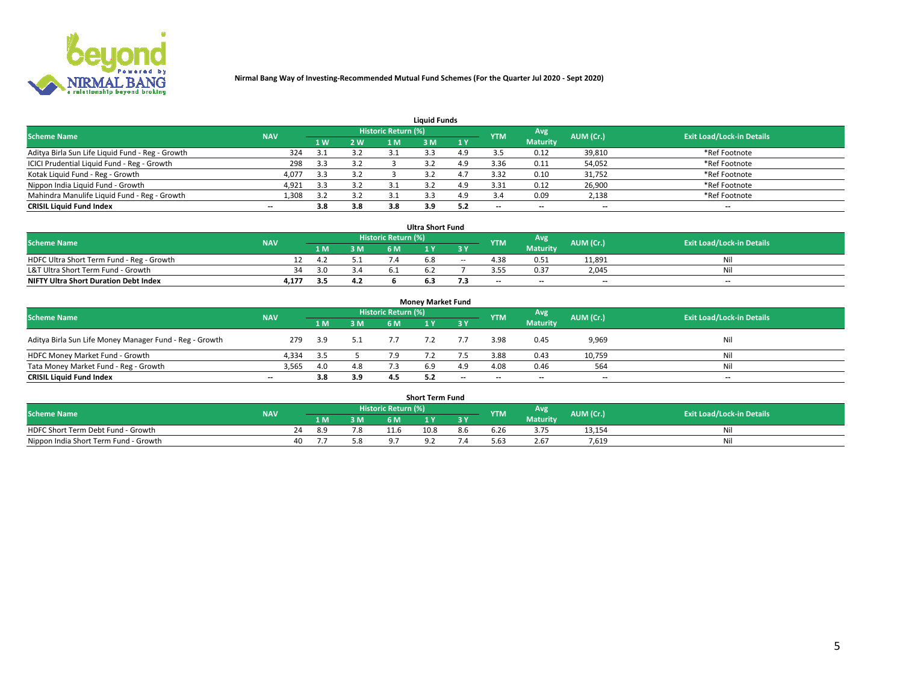**Nirmal Bang Way of Investing-Recommended Mutual Fund Schemes (For the Quarter Jul 2020 - Sept 2020)**

### Liquid Funds

| Scheme Name | NAV | Historic Return (%) | | | | | YTM | Avg Maturity | AUM (Cr.) | Exit Load/Lock-in Details |
|---|---|---|---|---|---|---|---|---|---|---|
| | | 1 W | 2 W | 1 M | 3 M | 1 Y | | | | |
| Aditya Birla Sun Life Liquid Fund - Reg - Growth | 324 | 3.1 | 3.2 | 3.1 | 3.3 | 4.9 | 3.5 | 0.12 | 39,810 | *Ref Footnote |
| ICICI Prudential Liquid Fund - Reg - Growth | 298 | 3.3 | 3.2 | 3 | 3.2 | 4.9 | 3.36 | 0.11 | 54,052 | *Ref Footnote |
| Kotak Liquid Fund - Reg - Growth | 4,077 | 3.3 | 3.2 | 3 | 3.2 | 4.7 | 3.32 | 0.10 | 31,752 | *Ref Footnote |
| Nippon India Liquid Fund - Growth | 4,921 | 3.3 | 3.2 | 3.1 | 3.2 | 4.9 | 3.31 | 0.12 | 26,900 | *Ref Footnote |
| Mahindra Manulife Liquid Fund - Reg - Growth | 1,308 | 3.2 | 3.2 | 3.1 | 3.3 | 4.9 | 3.4 | 0.09 | 2,138 | *Ref Footnote |
| **CRISIL Liquid Fund Index** | -- | **3.8** | **3.8** | **3.8** | **3.9** | **5.2** | -- | -- | -- | -- |

### Ultra Short Fund

| Scheme Name | NAV | Historic Return (%) | | | | | YTM | Avg Maturity | AUM (Cr.) | Exit Load/Lock-in Details |
|---|---|---|---|---|---|---|---|---|---|---|
| | | 1 M | 3 M | 6 M | 1 Y | 3 Y | | | | |
| HDFC Ultra Short Term Fund - Reg - Growth | 12 | 4.2 | 5.1 | 7.4 | 6.8 | -- | 4.38 | 0.51 | 11,891 | Nil |
| L&T Ultra Short Term Fund - Growth | 34 | 3.0 | 3.4 | 6.1 | 6.2 | 7 | 3.55 | 0.37 | 2,045 | Nil |
| **NIFTY Ultra Short Duration Debt Index** | **4,177** | **3.5** | **4.2** | **6** | **6.3** | **7.3** | -- | -- | -- | -- |

### Money Market Fund

| Scheme Name | NAV | Historic Return (%) | | | | | YTM | Avg Maturity | AUM (Cr.) | Exit Load/Lock-in Details |
|---|---|---|---|---|---|---|---|---|---|---|
| | | 1 M | 3 M | 6 M | 1 Y | 3 Y | | | | |
| Aditya Birla Sun Life Money Manager Fund - Reg - Growth | 279 | 3.9 | 5.1 | 7.7 | 7.2 | 7.7 | 3.98 | 0.45 | 9,969 | Nil |
| HDFC Money Market Fund - Growth | 4,334 | 3.5 | 5 | 7.9 | 7.2 | 7.5 | 3.88 | 0.43 | 10,759 | Nil |
| Tata Money Market Fund - Reg - Growth | 3,565 | 4.0 | 4.8 | 7.3 | 6.9 | 4.9 | 4.08 | 0.46 | 564 | Nil |
| **CRISIL Liquid Fund Index** | -- | **3.8** | **3.9** | **4.5** | **5.2** | -- | -- | -- | -- | -- |

### Short Term Fund

| Scheme Name | NAV | Historic Return (%) | | | | | YTM | Avg Maturity | AUM (Cr.) | Exit Load/Lock-in Details |
|---|---|---|---|---|---|---|---|---|---|---|
| | | 1 M | 3 M | 6 M | 1 Y | 3 Y | | | | |
| HDFC Short Term Debt Fund - Growth | 24 | 8.9 | 7.8 | 11.6 | 10.8 | 8.6 | 6.26 | 3.75 | 13,154 | Nil |
| Nippon India Short Term Fund - Growth | 40 | 7.7 | 5.8 | 9.7 | 9.2 | 7.4 | 5.63 | 2.67 | 7,619 | Nil |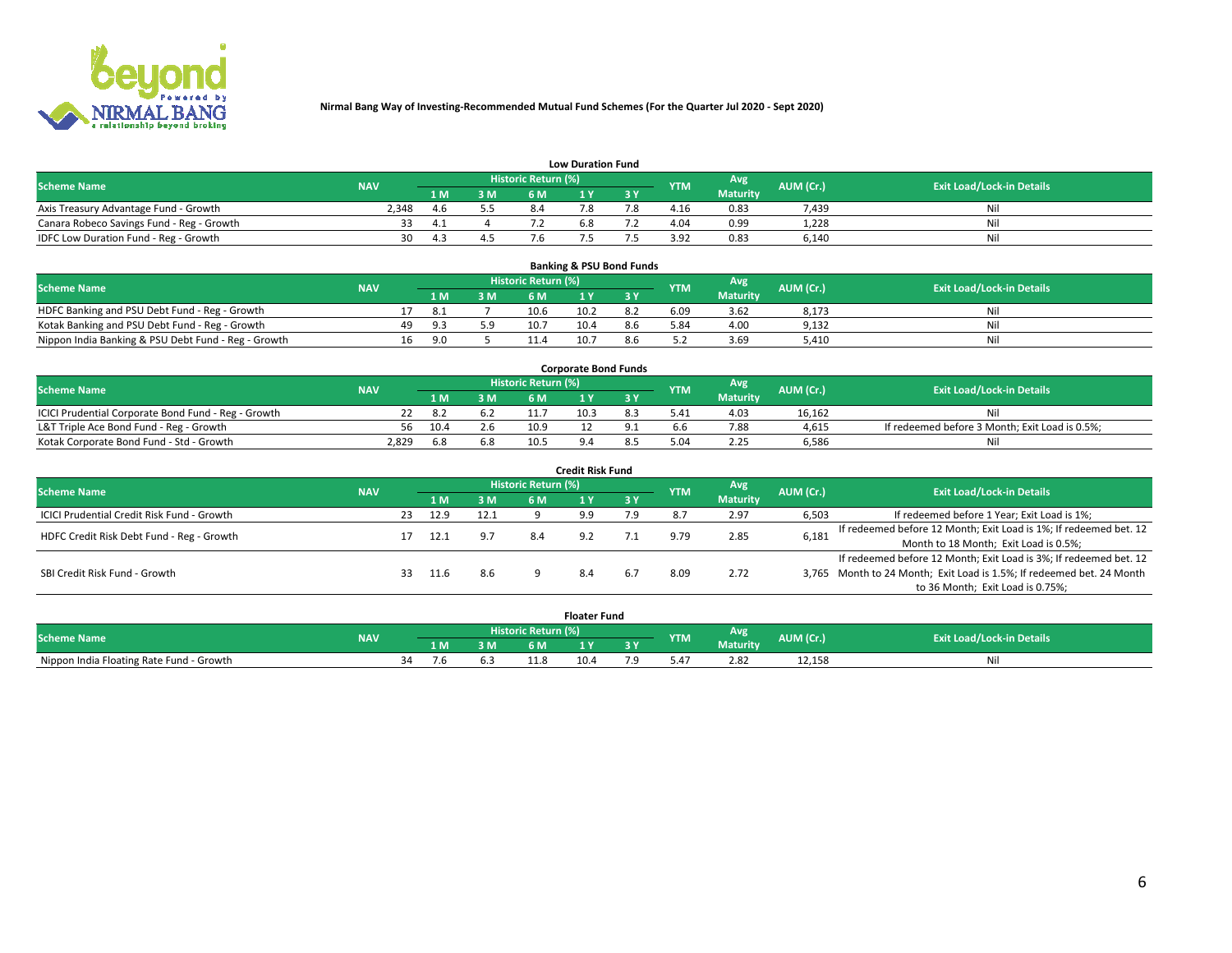**Nirmal Bang Way of Investing-Recommended Mutual Fund Schemes (For the Quarter Jul 2020 - Sept 2020)**

### Low Duration Fund

| Scheme Name | NAV | Historic Return (%) | | | | | YTM | Avg Maturity | AUM (Cr.) | Exit Load/Lock-in Details |
|---|---|---|---|---|---|---|---|---|---|---|
| | | 1 M | 3 M | 6 M | 1 Y | 3 Y | | | | |
| Axis Treasury Advantage Fund - Growth | 2,348 | 4.6 | 5.5 | 8.4 | 7.8 | 7.8 | 4.16 | 0.83 | 7,439 | Nil |
| Canara Robeco Savings Fund - Reg - Growth | 33 | 4.1 | 4 | 7.2 | 6.8 | 7.2 | 4.04 | 0.99 | 1,228 | Nil |
| IDFC Low Duration Fund - Reg - Growth | 30 | 4.3 | 4.5 | 7.6 | 7.5 | 7.5 | 3.92 | 0.83 | 6,140 | Nil |

### Banking & PSU Bond Funds

| Scheme Name | NAV | Historic Return (%) | | | | | YTM | Avg Maturity | AUM (Cr.) | Exit Load/Lock-in Details |
|---|---|---|---|---|---|---|---|---|---|---|
| | | 1 M | 3 M | 6 M | 1 Y | 3 Y | | | | |
| HDFC Banking and PSU Debt Fund - Reg - Growth | 17 | 8.1 | 7 | 10.6 | 10.2 | 8.2 | 6.09 | 3.62 | 8,173 | Nil |
| Kotak Banking and PSU Debt Fund - Reg - Growth | 49 | 9.3 | 5.9 | 10.7 | 10.4 | 8.6 | 5.84 | 4.00 | 9,132 | Nil |
| Nippon India Banking & PSU Debt Fund - Reg - Growth | 16 | 9.0 | 5 | 11.4 | 10.7 | 8.6 | 5.2 | 3.69 | 5,410 | Nil |

### Corporate Bond Funds

| Scheme Name | NAV | Historic Return (%) | | | | | YTM | Avg Maturity | AUM (Cr.) | Exit Load/Lock-in Details |
|---|---|---|---|---|---|---|---|---|---|---|
| | | 1 M | 3 M | 6 M | 1 Y | 3 Y | | | | |
| ICICI Prudential Corporate Bond Fund - Reg - Growth | 22 | 8.2 | 6.2 | 11.7 | 10.3 | 8.3 | 5.41 | 4.03 | 16,162 | Nil |
| L&T Triple Ace Bond Fund - Reg - Growth | 56 | 10.4 | 2.6 | 10.9 | 12 | 9.1 | 6.6 | 7.88 | 4,615 | If redeemed before 3 Month; Exit Load is 0.5%; |
| Kotak Corporate Bond Fund - Std - Growth | 2,829 | 6.8 | 6.8 | 10.5 | 9.4 | 8.5 | 5.04 | 2.25 | 6,586 | Nil |

### Credit Risk Fund

| Scheme Name | NAV | Historic Return (%) | | | | | YTM | Avg Maturity | AUM (Cr.) | Exit Load/Lock-in Details |
|---|---|---|---|---|---|---|---|---|---|---|
| | | 1 M | 3 M | 6 M | 1 Y | 3 Y | | | | |
| ICICI Prudential Credit Risk Fund - Growth | 23 | 12.9 | 12.1 | 9 | 9.9 | 7.9 | 8.7 | 2.97 | 6,503 | If redeemed before 1 Year; Exit Load is 1%; |
| HDFC Credit Risk Debt Fund - Reg - Growth | 17 | 12.1 | 9.7 | 8.4 | 9.2 | 7.1 | 9.79 | 2.85 | 6,181 | If redeemed before 12 Month; Exit Load is 1%; If redeemed bet. 12 Month to 18 Month; Exit Load is 0.5%; |
| SBI Credit Risk Fund - Growth | 33 | 11.6 | 8.6 | 9 | 8.4 | 6.7 | 8.09 | 2.72 | 3,765 | If redeemed before 12 Month; Exit Load is 3%; If redeemed bet. 12 Month to 24 Month; Exit Load is 1.5%; If redeemed bet. 24 Month to 36 Month; Exit Load is 0.75%; |

### Floater Fund

| Scheme Name | NAV | Historic Return (%) | | | | | YTM | Avg Maturity | AUM (Cr.) | Exit Load/Lock-in Details |
|---|---|---|---|---|---|---|---|---|---|---|
| | | 1 M | 3 M | 6 M | 1 Y | 3 Y | | | | |
| Nippon India Floating Rate Fund - Growth | 34 | 7.6 | 6.3 | 11.8 | 10.4 | 7.9 | 5.47 | 2.82 | 12,158 | Nil |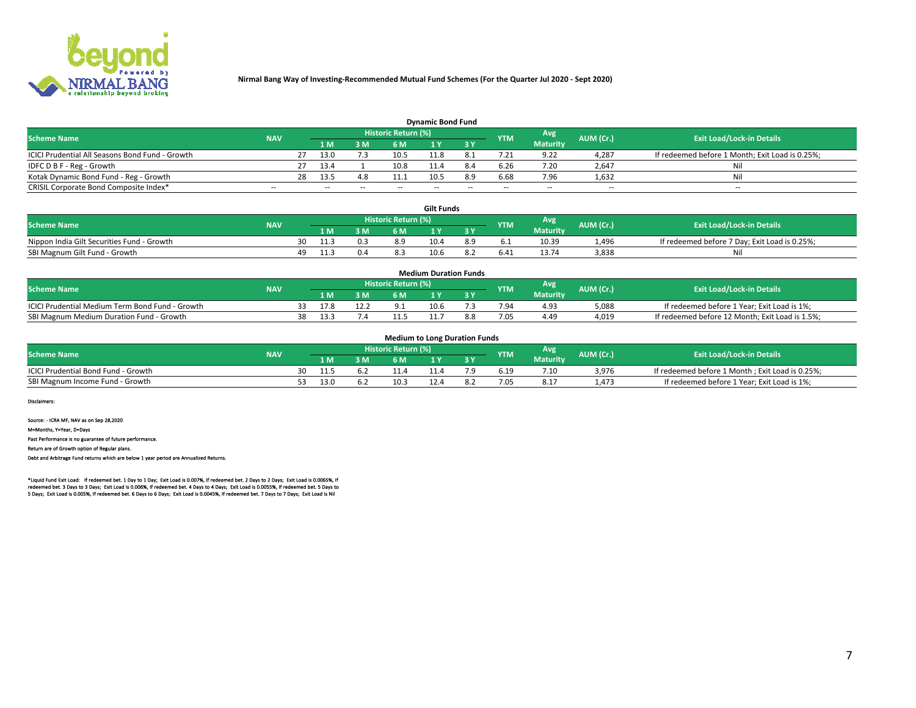**Nirmal Bang Way of Investing-Recommended Mutual Fund Schemes (For the Quarter Jul 2020 - Sept 2020)**

### Dynamic Bond Fund

| Scheme Name | NAV | Historic Return (%) | | | | | YTM | Avg Maturity | AUM (Cr.) | Exit Load/Lock-in Details |
|---|---|---|---|---|---|---|---|---|---|---|
| | | 1 M | 3 M | 6 M | 1 Y | 3 Y | | | | |
| ICICI Prudential All Seasons Bond Fund - Growth | 27 | 13.0 | 7.3 | 10.5 | 11.8 | 8.1 | 7.21 | 9.22 | 4,287 | If redeemed before 1 Month; Exit Load is 0.25%; |
| IDFC D B F - Reg - Growth | 27 | 13.4 | 1 | 10.8 | 11.4 | 8.4 | 6.26 | 7.20 | 2,647 | Nil |
| Kotak Dynamic Bond Fund - Reg - Growth | 28 | 13.5 | 4.8 | 11.1 | 10.5 | 8.9 | 6.68 | 7.96 | 1,632 | Nil |
| CRISIL Corporate Bond Composite Index* | -- | -- | -- | -- | -- | -- | -- | -- | -- | -- |

### Gilt Funds

| Scheme Name | NAV | Historic Return (%) | | | | | YTM | Avg Maturity | AUM (Cr.) | Exit Load/Lock-in Details |
|---|---|---|---|---|---|---|---|---|---|---|
| | | 1 M | 3 M | 6 M | 1 Y | 3 Y | | | | |
| Nippon India Gilt Securities Fund - Growth | 30 | 11.3 | 0.3 | 8.9 | 10.4 | 8.9 | 6.1 | 10.39 | 1,496 | If redeemed before 7 Day; Exit Load is 0.25%; |
| SBI Magnum Gilt Fund - Growth | 49 | 11.3 | 0.4 | 8.3 | 10.6 | 8.2 | 6.41 | 13.74 | 3,838 | Nil |

### Medium Duration Funds

| Scheme Name | NAV | Historic Return (%) | | | | | YTM | Avg Maturity | AUM (Cr.) | Exit Load/Lock-in Details |
|---|---|---|---|---|---|---|---|---|---|---|
| | | 1 M | 3 M | 6 M | 1 Y | 3 Y | | | | |
| ICICI Prudential Medium Term Bond Fund - Growth | 33 | 17.8 | 12.2 | 9.1 | 10.6 | 7.3 | 7.94 | 4.93 | 5,088 | If redeemed before 1 Year; Exit Load is 1%; |
| SBI Magnum Medium Duration Fund - Growth | 38 | 13.3 | 7.4 | 11.5 | 11.7 | 8.8 | 7.05 | 4.49 | 4,019 | If redeemed before 12 Month; Exit Load is 1.5%; |

### Medium to Long Duration Funds

| Scheme Name | NAV | Historic Return (%) | | | | | YTM | Avg Maturity | AUM (Cr.) | Exit Load/Lock-in Details |
|---|---|---|---|---|---|---|---|---|---|---|
| | | 1 M | 3 M | 6 M | 1 Y | 3 Y | | | | |
| ICICI Prudential Bond Fund - Growth | 30 | 11.5 | 6.2 | 11.4 | 11.4 | 7.9 | 6.19 | 7.10 | 3,976 | If redeemed before 1 Month ; Exit Load is 0.25%; |
| SBI Magnum Income Fund - Growth | 53 | 13.0 | 6.2 | 10.3 | 12.4 | 8.2 | 7.05 | 8.17 | 1,473 | If redeemed before 1 Year; Exit Load is 1%; |

Disclaimers:

Source: - ICRA MF, NAV as on Sep 28,2020

M=Months, Y=Year, D=Days

Past Performance is no guarantee of future performance.

Return are of Growth option of Regular plans.

Debt and Arbitrage Fund returns which are below 1 year period are Annualized Returns.

*Liquid Fund Exit Load: If redeemed bet. 1 Day to 1 Day; Exit Load is 0.007%, If redeemed bet. 2 Days to 2 Days; Exit Load is 0.0065%, If redeemed bet. 3 Days to 3 Days; Exit Load is 0.006%, If redeemed bet. 4 Days to 4 Days; Exit Load is 0.0055%, If redeemed bet. 5 Days to 5 Days; Exit Load is 0.005%, If redeemed bet. 6 Days to 6 Days; Exit Load is 0.0045%, If redeemed bet. 7 Days to 7 Days; Exit Load is Nil